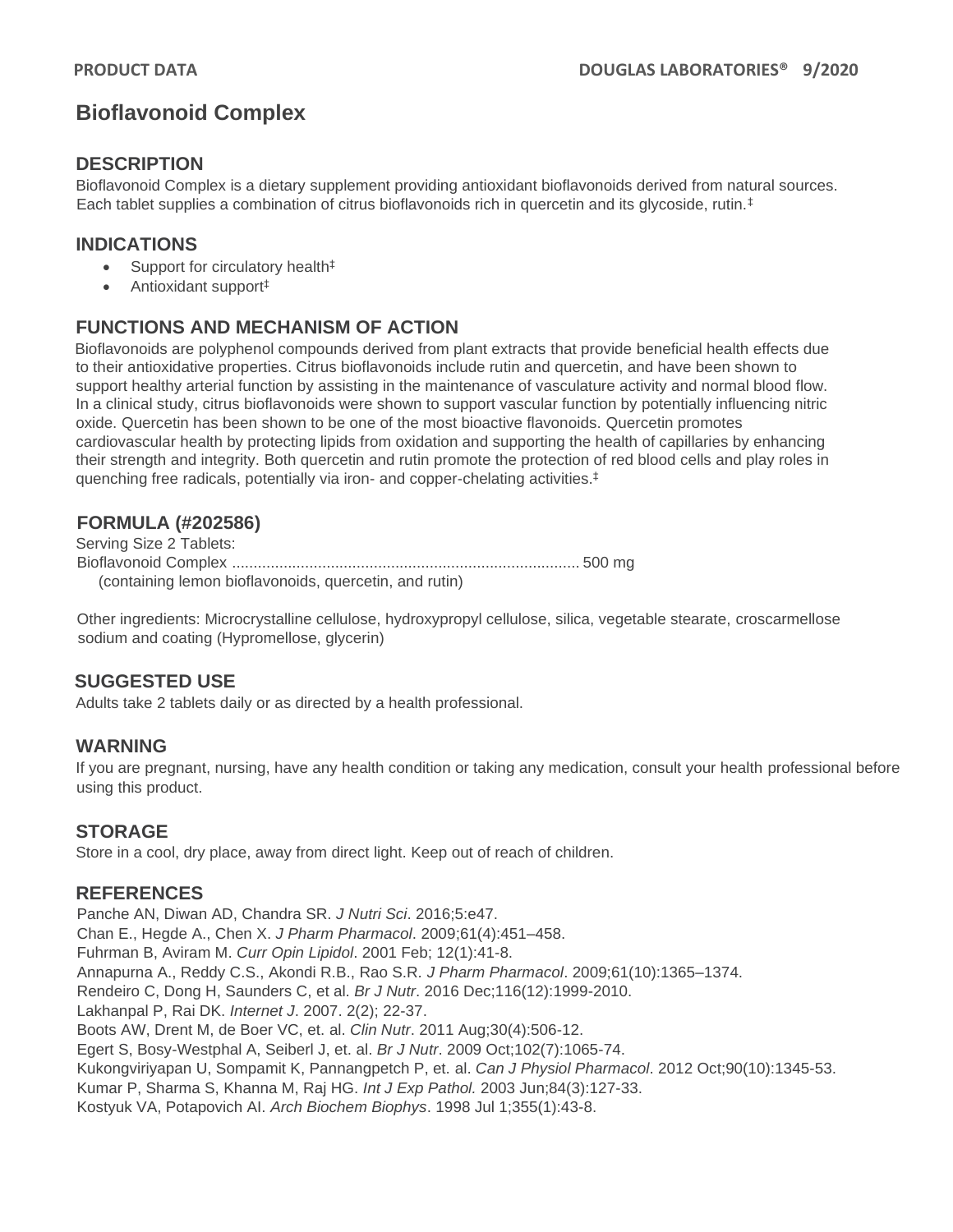# Bioflavonoid Complex

## DESCRIPTION

Bioflavonoid Complex is a dietary supplement providing antioxidant bioflavonoids derived from natural sources. Each tablet supplies a combination of citrus bioflavonoids rich in quercetin and its glycoside, rutin.‡

## INDICATIONS

- Support for circulatory health‡
- Antioxidant support‡

## FUNCTIONS AND MECHANISM OF ACTION

Bioflavonoids are polyphenol compounds derived from plant extracts that provide beneficial health effects due to their antioxidative properties. Citrus bioflavonoids include rutin and quercetin, and have been shown to support healthy arterial function by assisting in the maintenance of vasculature activity and normal blood flow. In a clinical study, citrus bioflavonoids were shown to support vascular function by potentially influencing nitric oxide. Quercetin has been shown to be one of the most bioactive flavonoids. Quercetin promotes cardiovascular health by protecting lipids from oxidation and supporting the health of capillaries by enhancing their strength and integrity. Both quercetin and rutin promote the protection of red blood cells and play roles in quenching free radicals, potentially via iron- and copper-chelating activities.‡

## FORMULA (#202586)

Serving Size 2 Tablets:

Bioflavonoid Complex ................................................................................ 500 mg
(containing lemon bioflavonoids, quercetin, and rutin)

Other ingredients: Microcrystalline cellulose, hydroxypropyl cellulose, silica, vegetable stearate, croscarmellose sodium and coating (Hypromellose, glycerin)

## SUGGESTED USE

Adults take 2 tablets daily or as directed by a health professional.

## WARNING

If you are pregnant, nursing, have any health condition or taking any medication, consult your health professional before using this product.

## STORAGE

Store in a cool, dry place, away from direct light. Keep out of reach of children.

## REFERENCES

Panche AN, Diwan AD, Chandra SR. *J Nutri Sci*. 2016;5:e47.
Chan E., Hegde A., Chen X. *J Pharm Pharmacol*. 2009;61(4):451–458.
Fuhrman B, Aviram M. *Curr Opin Lipidol*. 2001 Feb; 12(1):41-8.
Annapurna A., Reddy C.S., Akondi R.B., Rao S.R. *J Pharm Pharmacol*. 2009;61(10):1365–1374.
Rendeiro C, Dong H, Saunders C, et al. *Br J Nutr*. 2016 Dec;116(12):1999-2010.
Lakhanpal P, Rai DK. *Internet J*. 2007. 2(2); 22-37.
Boots AW, Drent M, de Boer VC, et. al. *Clin Nutr*. 2011 Aug;30(4):506-12.
Egert S, Bosy-Westphal A, Seiberl J, et. al. *Br J Nutr*. 2009 Oct;102(7):1065-74.
Kukongviriyapan U, Sompamit K, Pannangpetch P, et. al. *Can J Physiol Pharmacol*. 2012 Oct;90(10):1345-53.
Kumar P, Sharma S, Khanna M, Raj HG. *Int J Exp Pathol.* 2003 Jun;84(3):127-33.
Kostyuk VA, Potapovich AI. *Arch Biochem Biophys*. 1998 Jul 1;355(1):43-8.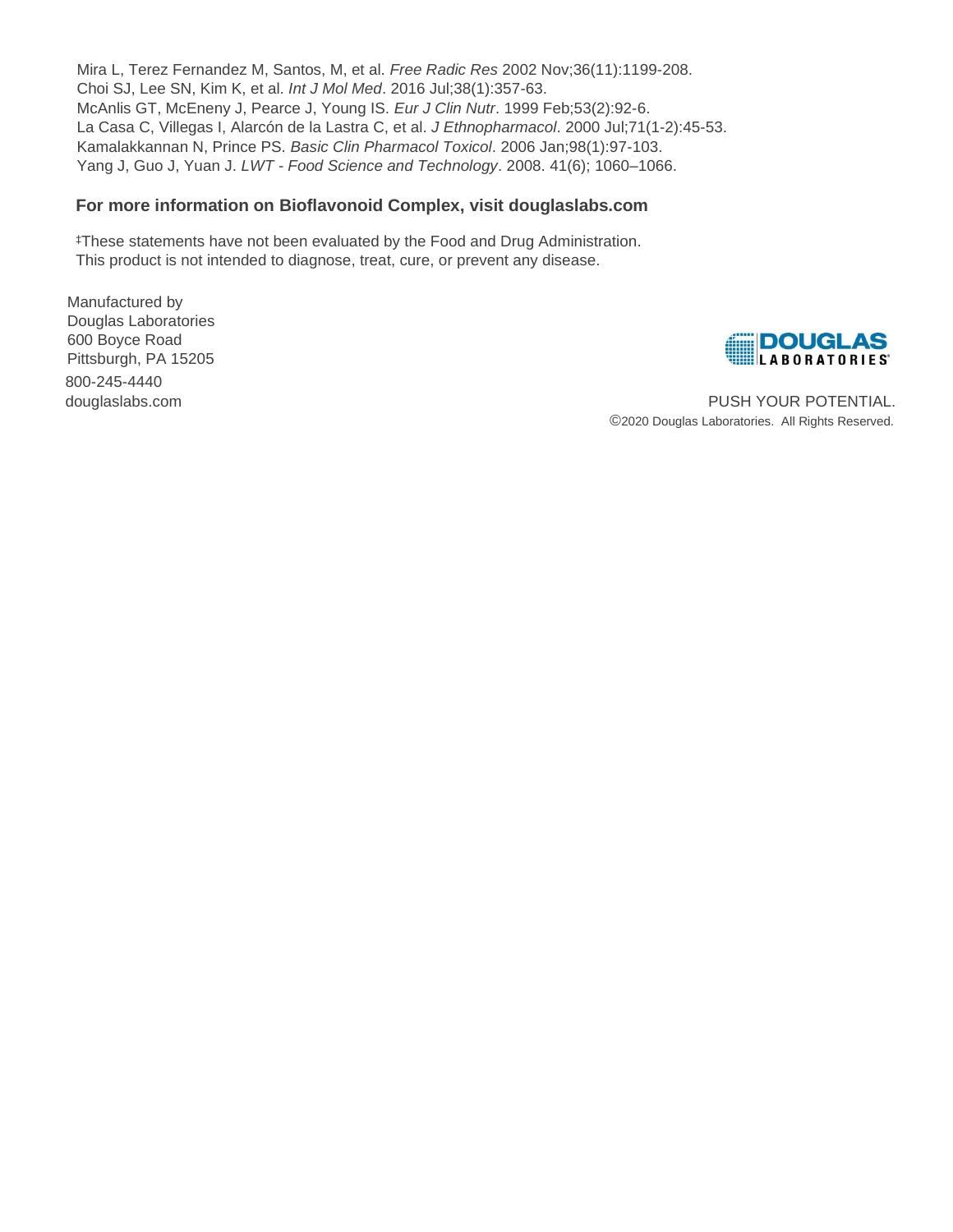Mira L, Terez Fernandez M, Santos, M, et al. *Free Radic Res* 2002 Nov;36(11):1199-208.
Choi SJ, Lee SN, Kim K, et al. *Int J Mol Med*. 2016 Jul;38(1):357-63.
McAnlis GT, McEneny J, Pearce J, Young IS. *Eur J Clin Nutr*. 1999 Feb;53(2):92-6.
La Casa C, Villegas I, Alarcón de la Lastra C, et al. *J Ethnopharmacol*. 2000 Jul;71(1-2):45-53.
Kamalakkannan N, Prince PS. *Basic Clin Pharmacol Toxicol*. 2006 Jan;98(1):97-103.
Yang J, Guo J, Yuan J. *LWT - Food Science and Technology*. 2008. 41(6); 1060–1066.

**For more information on Bioflavonoid Complex, visit douglaslabs.com**

‡These statements have not been evaluated by the Food and Drug Administration.
This product is not intended to diagnose, treat, cure, or prevent any disease.

Manufactured by
Douglas Laboratories
600 Boyce Road
Pittsburgh, PA 15205
800-245-4440
douglaslabs.com

DOUGLAS LABORATORIES®

PUSH YOUR POTENTIAL.
©2020 Douglas Laboratories. All Rights Reserved.